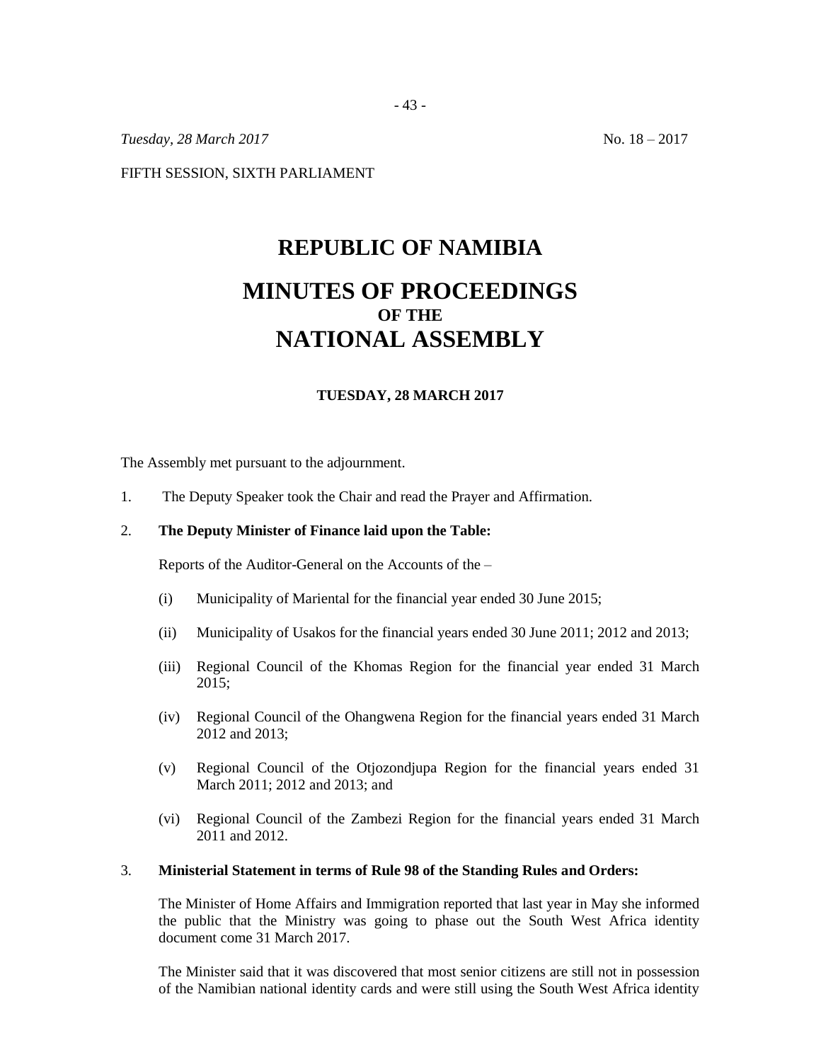*Tuesday, 28 March 2017* No. 18 – 2017

FIFTH SESSION, SIXTH PARLIAMENT

# REPUBLIC OF NAMIBIA

# MINUTES OF PROCEEDINGS
## OF THE
# NATIONAL ASSEMBLY

### TUESDAY, 28 MARCH 2017

The Assembly met pursuant to the adjournment.

1. The Deputy Speaker took the Chair and read the Prayer and Affirmation.

2. **The Deputy Minister of Finance laid upon the Table:**

   Reports of the Auditor-General on the Accounts of the –

   (i) Municipality of Mariental for the financial year ended 30 June 2015;

   (ii) Municipality of Usakos for the financial years ended 30 June 2011; 2012 and 2013;

   (iii) Regional Council of the Khomas Region for the financial year ended 31 March 2015;

   (iv) Regional Council of the Ohangwena Region for the financial years ended 31 March 2012 and 2013;

   (v) Regional Council of the Otjozondjupa Region for the financial years ended 31 March 2011; 2012 and 2013; and

   (vi) Regional Council of the Zambezi Region for the financial years ended 31 March 2011 and 2012.

3. **Ministerial Statement in terms of Rule 98 of the Standing Rules and Orders:**

   The Minister of Home Affairs and Immigration reported that last year in May she informed the public that the Ministry was going to phase out the South West Africa identity document come 31 March 2017.

   The Minister said that it was discovered that most senior citizens are still not in possession of the Namibian national identity cards and were still using the South West Africa identity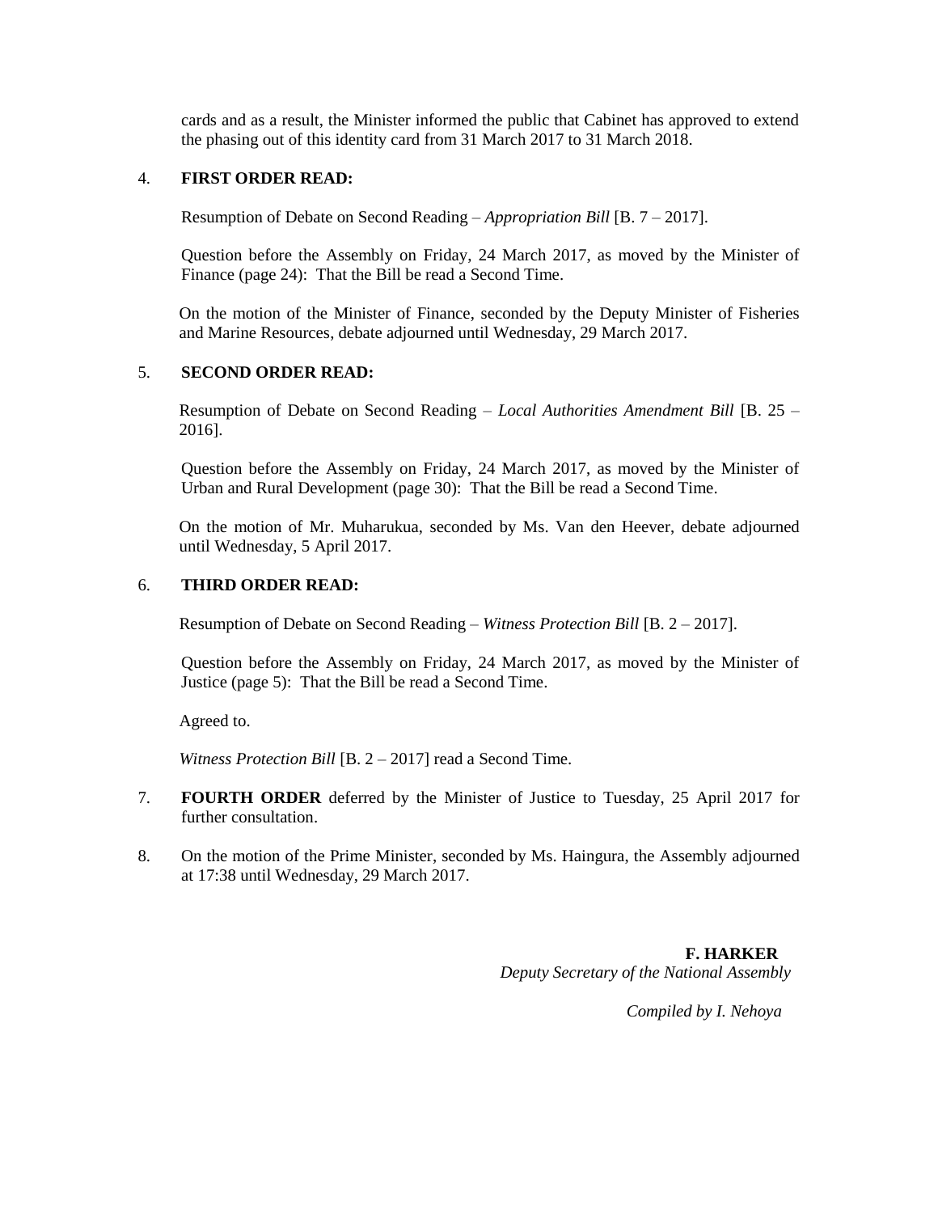cards and as a result, the Minister informed the public that Cabinet has approved to extend the phasing out of this identity card from 31 March 2017 to 31 March 2018.

4. **FIRST ORDER READ:**

   Resumption of Debate on Second Reading – *Appropriation Bill* [B. 7 – 2017].

   Question before the Assembly on Friday, 24 March 2017, as moved by the Minister of Finance (page 24): That the Bill be read a Second Time.

   On the motion of the Minister of Finance, seconded by the Deputy Minister of Fisheries and Marine Resources, debate adjourned until Wednesday, 29 March 2017.

5. **SECOND ORDER READ:**

   Resumption of Debate on Second Reading – *Local Authorities Amendment Bill* [B. 25 – 2016].

   Question before the Assembly on Friday, 24 March 2017, as moved by the Minister of Urban and Rural Development (page 30): That the Bill be read a Second Time.

   On the motion of Mr. Muharukua, seconded by Ms. Van den Heever, debate adjourned until Wednesday, 5 April 2017.

6. **THIRD ORDER READ:**

   Resumption of Debate on Second Reading – *Witness Protection Bill* [B. 2 – 2017].

   Question before the Assembly on Friday, 24 March 2017, as moved by the Minister of Justice (page 5): That the Bill be read a Second Time.

   Agreed to.

   *Witness Protection Bill* [B. 2 – 2017] read a Second Time.

7. **FOURTH ORDER** deferred by the Minister of Justice to Tuesday, 25 April 2017 for further consultation.

8. On the motion of the Prime Minister, seconded by Ms. Haingura, the Assembly adjourned at 17:38 until Wednesday, 29 March 2017.

**F. HARKER**
*Deputy Secretary of the National Assembly*

*Compiled by I. Nehoya*